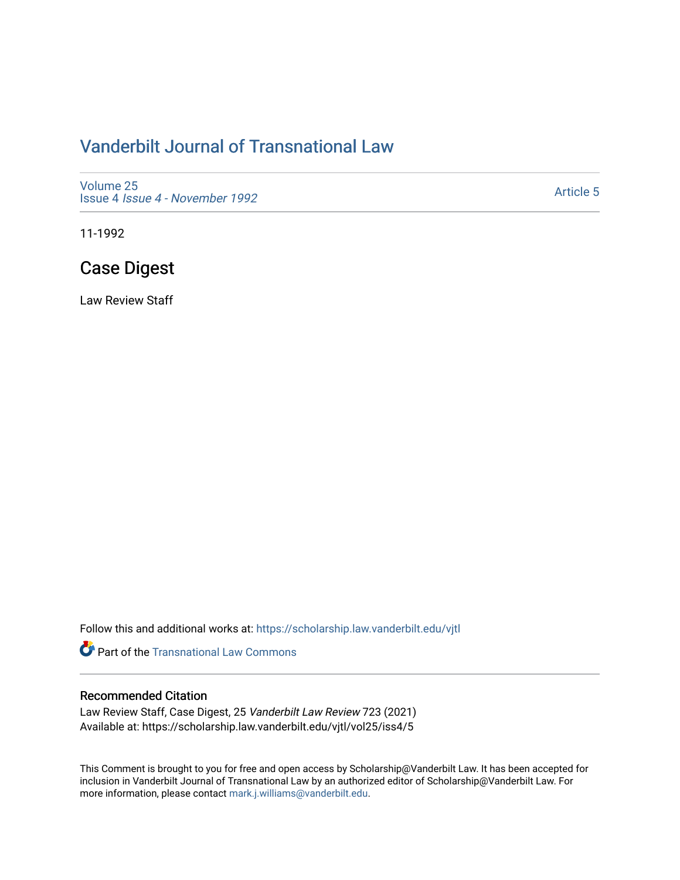# Vanderbilt Journal of Transnational Law

Volume 25
Issue 4 *Issue 4 - November 1992*

Article 5

11-1992

## Case Digest

Law Review Staff

Follow this and additional works at: https://scholarship.law.vanderbilt.edu/vjtl

Part of the Transnational Law Commons

### Recommended Citation

Law Review Staff, Case Digest, 25 *Vanderbilt Law Review* 723 (2021)
Available at: https://scholarship.law.vanderbilt.edu/vjtl/vol25/iss4/5

This Comment is brought to you for free and open access by Scholarship@Vanderbilt Law. It has been accepted for inclusion in Vanderbilt Journal of Transnational Law by an authorized editor of Scholarship@Vanderbilt Law. For more information, please contact mark.j.williams@vanderbilt.edu.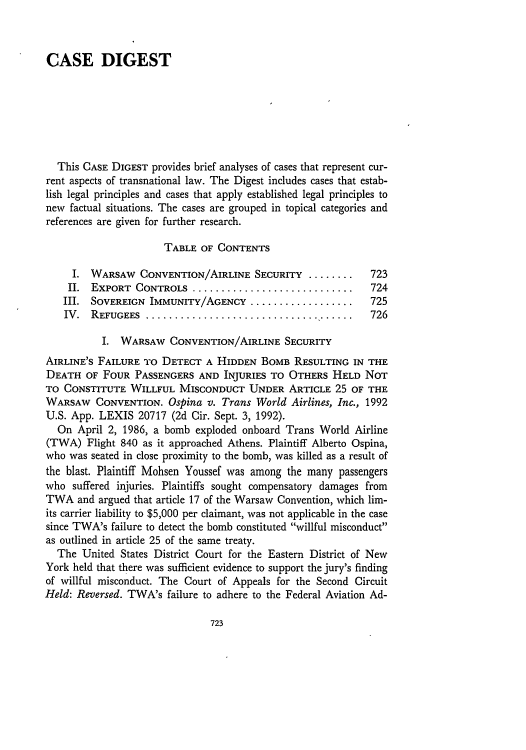# CASE DIGEST

This CASE DIGEST provides brief analyses of cases that represent current aspects of transnational law. The Digest includes cases that establish legal principles and cases that apply established legal principles to new factual situations. The cases are grouped in topical categories and references are given for further research.

TABLE OF CONTENTS

| | | |
|---|---|---|
| I. | WARSAW CONVENTION/AIRLINE SECURITY | 723 |
| II. | EXPORT CONTROLS | 724 |
| III. | SOVEREIGN IMMUNITY/AGENCY | 725 |
| IV. | REFUGEES | 726 |

## I. WARSAW CONVENTION/AIRLINE SECURITY

AIRLINE'S FAILURE TO DETECT A HIDDEN BOMB RESULTING IN THE DEATH OF FOUR PASSENGERS AND INJURIES TO OTHERS HELD NOT TO CONSTITUTE WILLFUL MISCONDUCT UNDER ARTICLE 25 OF THE WARSAW CONVENTION. *Ospina v. Trans World Airlines, Inc.*, 1992 U.S. App. LEXIS 20717 (2d Cir. Sept. 3, 1992).

On April 2, 1986, a bomb exploded onboard Trans World Airline (TWA) Flight 840 as it approached Athens. Plaintiff Alberto Ospina, who was seated in close proximity to the bomb, was killed as a result of the blast. Plaintiff Mohsen Youssef was among the many passengers who suffered injuries. Plaintiffs sought compensatory damages from TWA and argued that article 17 of the Warsaw Convention, which limits carrier liability to $5,000 per claimant, was not applicable in the case since TWA's failure to detect the bomb constituted "willful misconduct" as outlined in article 25 of the same treaty.

The United States District Court for the Eastern District of New York held that there was sufficient evidence to support the jury's finding of willful misconduct. The Court of Appeals for the Second Circuit *Held*: *Reversed*. TWA's failure to adhere to the Federal Aviation Ad-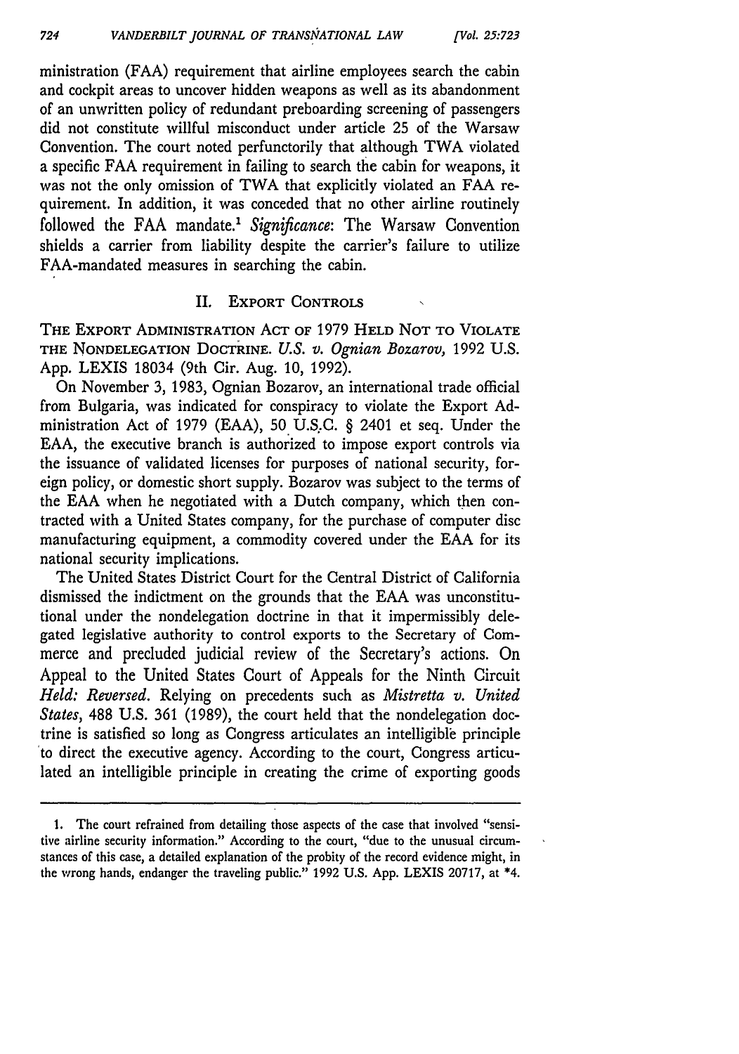ministration (FAA) requirement that airline employees search the cabin and cockpit areas to uncover hidden weapons as well as its abandonment of an unwritten policy of redundant preboarding screening of passengers did not constitute willful misconduct under article 25 of the Warsaw Convention. The court noted perfunctorily that although TWA violated a specific FAA requirement in failing to search the cabin for weapons, it was not the only omission of TWA that explicitly violated an FAA requirement. In addition, it was conceded that no other airline routinely followed the FAA mandate.[1] *Significance*: The Warsaw Convention shields a carrier from liability despite the carrier's failure to utilize FAA-mandated measures in searching the cabin.

## II. EXPORT CONTROLS

THE EXPORT ADMINISTRATION ACT OF 1979 HELD NOT TO VIOLATE THE NONDELEGATION DOCTRINE. *U.S. v. Ognian Bozarov*, 1992 U.S. App. LEXIS 18034 (9th Cir. Aug. 10, 1992).

On November 3, 1983, Ognian Bozarov, an international trade official from Bulgaria, was indicated for conspiracy to violate the Export Administration Act of 1979 (EAA), 50 U.S.C. § 2401 et seq. Under the EAA, the executive branch is authorized to impose export controls via the issuance of validated licenses for purposes of national security, foreign policy, or domestic short supply. Bozarov was subject to the terms of the EAA when he negotiated with a Dutch company, which then contracted with a United States company, for the purchase of computer disc manufacturing equipment, a commodity covered under the EAA for its national security implications.

The United States District Court for the Central District of California dismissed the indictment on the grounds that the EAA was unconstitutional under the nondelegation doctrine in that it impermissibly delegated legislative authority to control exports to the Secretary of Commerce and precluded judicial review of the Secretary's actions. On Appeal to the United States Court of Appeals for the Ninth Circuit *Held: Reversed*. Relying on precedents such as *Mistretta v. United States*, 488 U.S. 361 (1989), the court held that the nondelegation doctrine is satisfied so long as Congress articulates an intelligible principle to direct the executive agency. According to the court, Congress articulated an intelligible principle in creating the crime of exporting goods

---

1. The court refrained from detailing those aspects of the case that involved "sensitive airline security information." According to the court, "due to the unusual circumstances of this case, a detailed explanation of the probity of the record evidence might, in the wrong hands, endanger the traveling public." 1992 U.S. App. LEXIS 20717, at *4.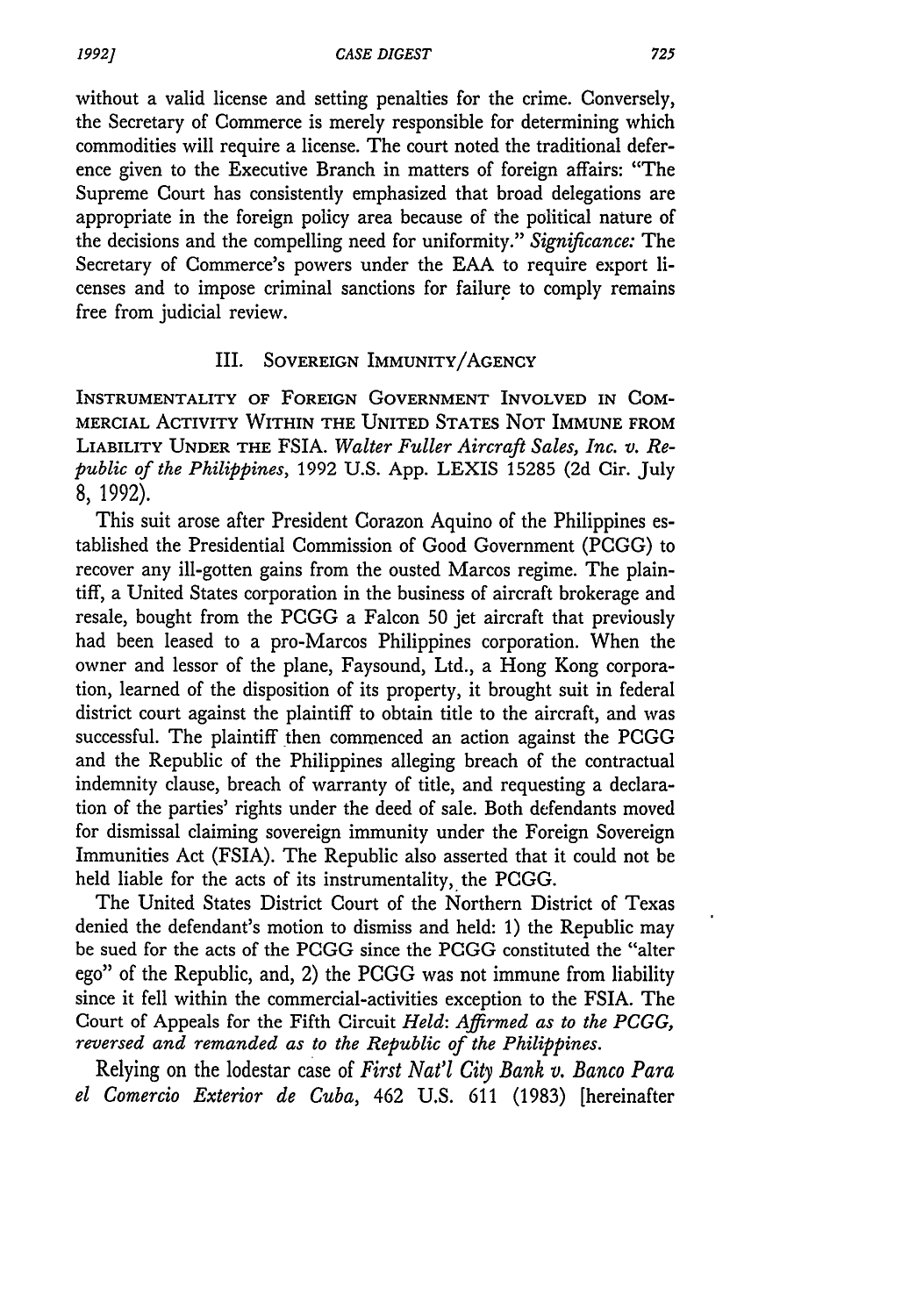without a valid license and setting penalties for the crime. Conversely, the Secretary of Commerce is merely responsible for determining which commodities will require a license. The court noted the traditional deference given to the Executive Branch in matters of foreign affairs: "The Supreme Court has consistently emphasized that broad delegations are appropriate in the foreign policy area because of the political nature of the decisions and the compelling need for uniformity." *Significance:* The Secretary of Commerce's powers under the EAA to require export licenses and to impose criminal sanctions for failure to comply remains free from judicial review.

## III. SOVEREIGN IMMUNITY/AGENCY

INSTRUMENTALITY OF FOREIGN GOVERNMENT INVOLVED IN COMMERCIAL ACTIVITY WITHIN THE UNITED STATES NOT IMMUNE FROM LIABILITY UNDER THE FSIA. *Walter Fuller Aircraft Sales, Inc. v. Republic of the Philippines*, 1992 U.S. App. LEXIS 15285 (2d Cir. July 8, 1992).

This suit arose after President Corazon Aquino of the Philippines established the Presidential Commission of Good Government (PCGG) to recover any ill-gotten gains from the ousted Marcos regime. The plaintiff, a United States corporation in the business of aircraft brokerage and resale, bought from the PCGG a Falcon 50 jet aircraft that previously had been leased to a pro-Marcos Philippines corporation. When the owner and lessor of the plane, Faysound, Ltd., a Hong Kong corporation, learned of the disposition of its property, it brought suit in federal district court against the plaintiff to obtain title to the aircraft, and was successful. The plaintiff then commenced an action against the PCGG and the Republic of the Philippines alleging breach of the contractual indemnity clause, breach of warranty of title, and requesting a declaration of the parties' rights under the deed of sale. Both defendants moved for dismissal claiming sovereign immunity under the Foreign Sovereign Immunities Act (FSIA). The Republic also asserted that it could not be held liable for the acts of its instrumentality, the PCGG.

The United States District Court of the Northern District of Texas denied the defendant's motion to dismiss and held: 1) the Republic may be sued for the acts of the PCGG since the PCGG constituted the "alter ego" of the Republic, and, 2) the PCGG was not immune from liability since it fell within the commercial-activities exception to the FSIA. The Court of Appeals for the Fifth Circuit *Held: Affirmed as to the PCGG, reversed and remanded as to the Republic of the Philippines.*

Relying on the lodestar case of *First Nat'l City Bank v. Banco Para el Comercio Exterior de Cuba*, 462 U.S. 611 (1983) [hereinafter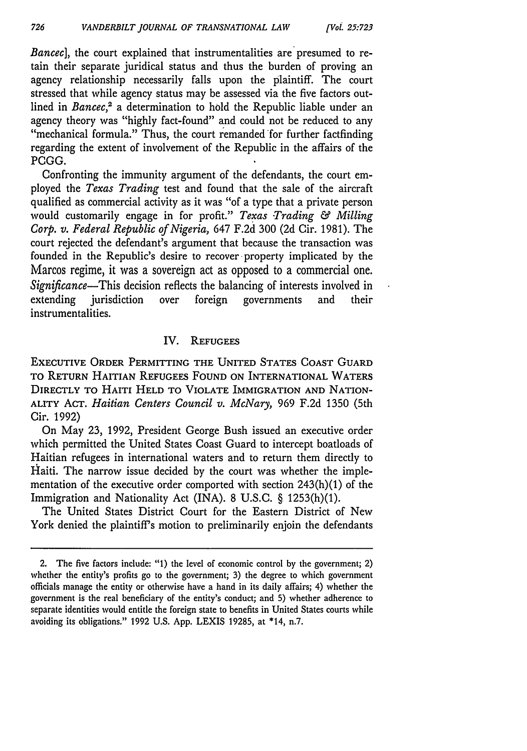*Bancec*], the court explained that instrumentalities are presumed to retain their separate juridical status and thus the burden of proving an agency relationship necessarily falls upon the plaintiff. The court stressed that while agency status may be assessed via the five factors outlined in *Bancec*,[2] a determination to hold the Republic liable under an agency theory was "highly fact-found" and could not be reduced to any "mechanical formula." Thus, the court remanded for further factfinding regarding the extent of involvement of the Republic in the affairs of the PCGG.

Confronting the immunity argument of the defendants, the court employed the *Texas Trading* test and found that the sale of the aircraft qualified as commercial activity as it was "of a type that a private person would customarily engage in for profit." *Texas Trading & Milling Corp. v. Federal Republic of Nigeria*, 647 F.2d 300 (2d Cir. 1981). The court rejected the defendant's argument that because the transaction was founded in the Republic's desire to recover property implicated by the Marcos regime, it was a sovereign act as opposed to a commercial one. *Significance*—This decision reflects the balancing of interests involved in extending jurisdiction over foreign governments and their instrumentalities.

## IV. REFUGEES

EXECUTIVE ORDER PERMITTING THE UNITED STATES COAST GUARD TO RETURN HAITIAN REFUGEES FOUND ON INTERNATIONAL WATERS DIRECTLY TO HAITI HELD TO VIOLATE IMMIGRATION AND NATIONALITY ACT. *Haitian Centers Council v. McNary*, 969 F.2d 1350 (5th Cir. 1992)

On May 23, 1992, President George Bush issued an executive order which permitted the United States Coast Guard to intercept boatloads of Haitian refugees in international waters and to return them directly to Haiti. The narrow issue decided by the court was whether the implementation of the executive order comported with section 243(h)(1) of the Immigration and Nationality Act (INA). 8 U.S.C. § 1253(h)(1).

The United States District Court for the Eastern District of New York denied the plaintiff's motion to preliminarily enjoin the defendants

---

2. The five factors include: "1) the level of economic control by the government; 2) whether the entity's profits go to the government; 3) the degree to which government officials manage the entity or otherwise have a hand in its daily affairs; 4) whether the government is the real beneficiary of the entity's conduct; and 5) whether adherence to separate identities would entitle the foreign state to benefits in United States courts while avoiding its obligations." 1992 U.S. App. LEXIS 19285, at *14, n.7.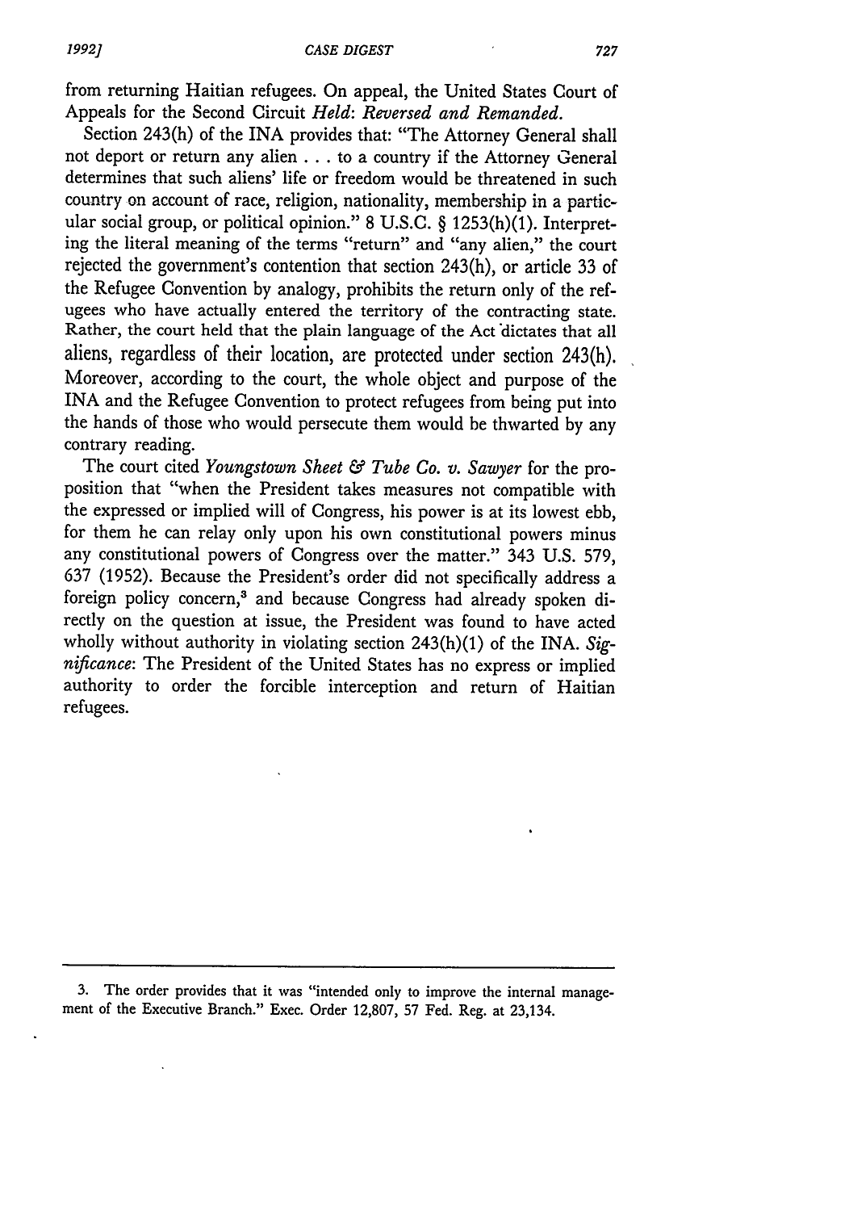from returning Haitian refugees. On appeal, the United States Court of Appeals for the Second Circuit *Held: Reversed and Remanded.*

Section 243(h) of the INA provides that: "The Attorney General shall not deport or return any alien . . . to a country if the Attorney General determines that such aliens' life or freedom would be threatened in such country on account of race, religion, nationality, membership in a particular social group, or political opinion." 8 U.S.C. § 1253(h)(1). Interpreting the literal meaning of the terms "return" and "any alien," the court rejected the government's contention that section 243(h), or article 33 of the Refugee Convention by analogy, prohibits the return only of the refugees who have actually entered the territory of the contracting state. Rather, the court held that the plain language of the Act dictates that all aliens, regardless of their location, are protected under section 243(h). Moreover, according to the court, the whole object and purpose of the INA and the Refugee Convention to protect refugees from being put into the hands of those who would persecute them would be thwarted by any contrary reading.

The court cited *Youngstown Sheet & Tube Co. v. Sawyer* for the proposition that "when the President takes measures not compatible with the expressed or implied will of Congress, his power is at its lowest ebb, for them he can relay only upon his own constitutional powers minus any constitutional powers of Congress over the matter." 343 U.S. 579, 637 (1952). Because the President's order did not specifically address a foreign policy concern,[3] and because Congress had already spoken directly on the question at issue, the President was found to have acted wholly without authority in violating section 243(h)(1) of the INA. *Significance*: The President of the United States has no express or implied authority to order the forcible interception and return of Haitian refugees.

---

3. The order provides that it was "intended only to improve the internal management of the Executive Branch." Exec. Order 12,807, 57 Fed. Reg. at 23,134.